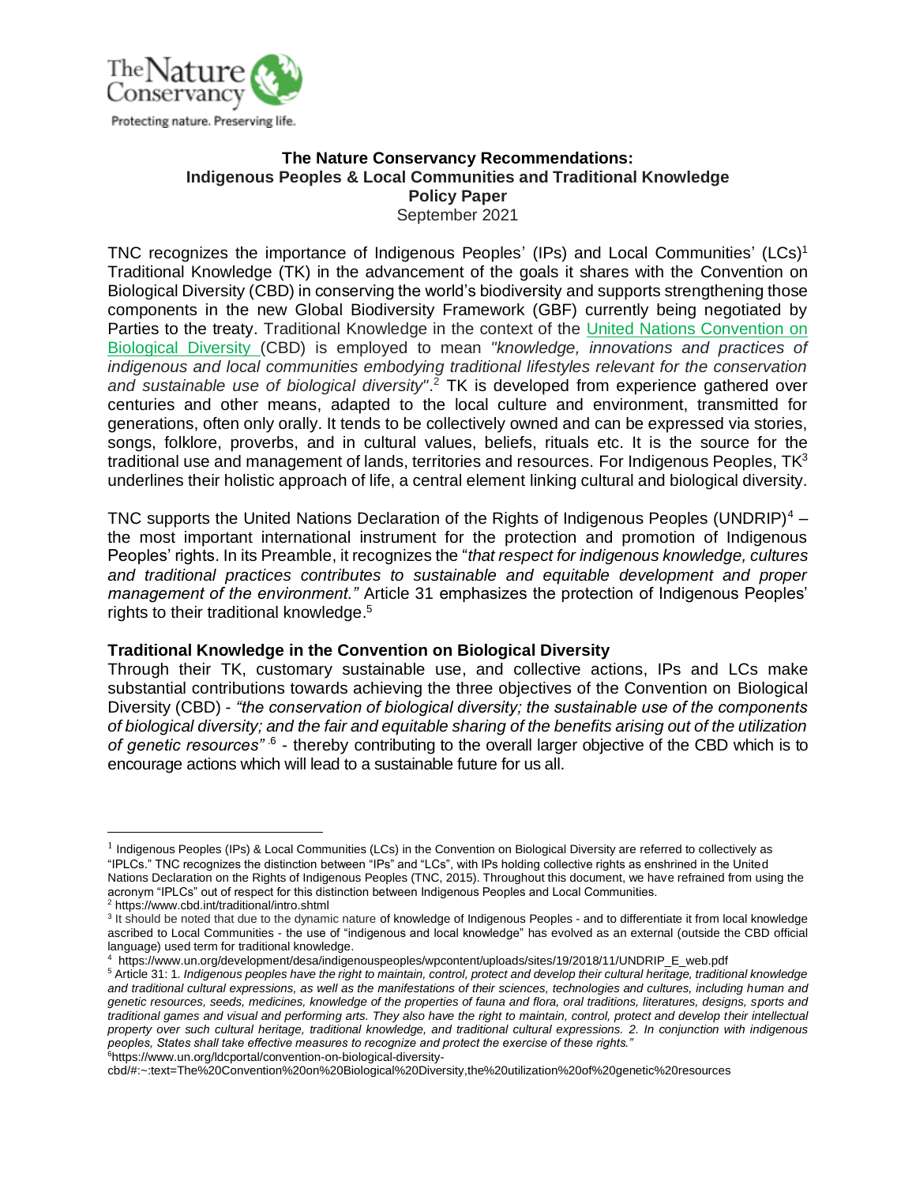The Nature Conservancy

Protecting nature. Preserving life.

# The Nature Conservancy Recommendations: Indigenous Peoples & Local Communities and Traditional Knowledge Policy Paper

September 2021

TNC recognizes the importance of Indigenous Peoples' (IPs) and Local Communities' (LCs)[1] Traditional Knowledge (TK) in the advancement of the goals it shares with the Convention on Biological Diversity (CBD) in conserving the world's biodiversity and supports strengthening those components in the new Global Biodiversity Framework (GBF) currently being negotiated by Parties to the treaty. Traditional Knowledge in the context of the United Nations Convention on Biological Diversity (CBD) is employed to mean *"knowledge, innovations and practices of indigenous and local communities embodying traditional lifestyles relevant for the conservation and sustainable use of biological diversity"*.[2] TK is developed from experience gathered over centuries and other means, adapted to the local culture and environment, transmitted for generations, often only orally. It tends to be collectively owned and can be expressed via stories, songs, folklore, proverbs, and in cultural values, beliefs, rituals etc. It is the source for the traditional use and management of lands, territories and resources. For Indigenous Peoples, TK[3] underlines their holistic approach of life, a central element linking cultural and biological diversity.

TNC supports the United Nations Declaration of the Rights of Indigenous Peoples (UNDRIP)[4] – the most important international instrument for the protection and promotion of Indigenous Peoples' rights. In its Preamble, it recognizes the "*that respect for indigenous knowledge, cultures and traditional practices contributes to sustainable and equitable development and proper management of the environment."* Article 31 emphasizes the protection of Indigenous Peoples' rights to their traditional knowledge.[5]

## Traditional Knowledge in the Convention on Biological Diversity

Through their TK, customary sustainable use, and collective actions, IPs and LCs make substantial contributions towards achieving the three objectives of the Convention on Biological Diversity (CBD) - *"the conservation of biological diversity; the sustainable use of the components of biological diversity; and the fair and equitable sharing of the benefits arising out of the utilization of genetic resources"*.[6] - thereby contributing to the overall larger objective of the CBD which is to encourage actions which will lead to a sustainable future for us all.

---

[1] Indigenous Peoples (IPs) & Local Communities (LCs) in the Convention on Biological Diversity are referred to collectively as "IPLCs." TNC recognizes the distinction between "IPs" and "LCs", with IPs holding collective rights as enshrined in the United Nations Declaration on the Rights of Indigenous Peoples (TNC, 2015). Throughout this document, we have refrained from using the acronym "IPLCs" out of respect for this distinction between Indigenous Peoples and Local Communities.

[2] https://www.cbd.int/traditional/intro.shtml

[3] It should be noted that due to the dynamic nature of knowledge of Indigenous Peoples - and to differentiate it from local knowledge ascribed to Local Communities - the use of "indigenous and local knowledge" has evolved as an external (outside the CBD official language) used term for traditional knowledge.

[4] https://www.un.org/development/desa/indigenouspeoples/wpcontent/uploads/sites/19/2018/11/UNDRIP_E_web.pdf

[5] Article 31: 1. *Indigenous peoples have the right to maintain, control, protect and develop their cultural heritage, traditional knowledge and traditional cultural expressions, as well as the manifestations of their sciences, technologies and cultures, including human and genetic resources, seeds, medicines, knowledge of the properties of fauna and flora, oral traditions, literatures, designs, sports and traditional games and visual and performing arts. They also have the right to maintain, control, protect and develop their intellectual property over such cultural heritage, traditional knowledge, and traditional cultural expressions. 2. In conjunction with indigenous peoples, States shall take effective measures to recognize and protect the exercise of these rights."*

[6] https://www.un.org/ldcportal/convention-on-biological-diversity-cbd/#:~:text=The%20Convention%20on%20Biological%20Diversity,the%20utilization%20of%20genetic%20resources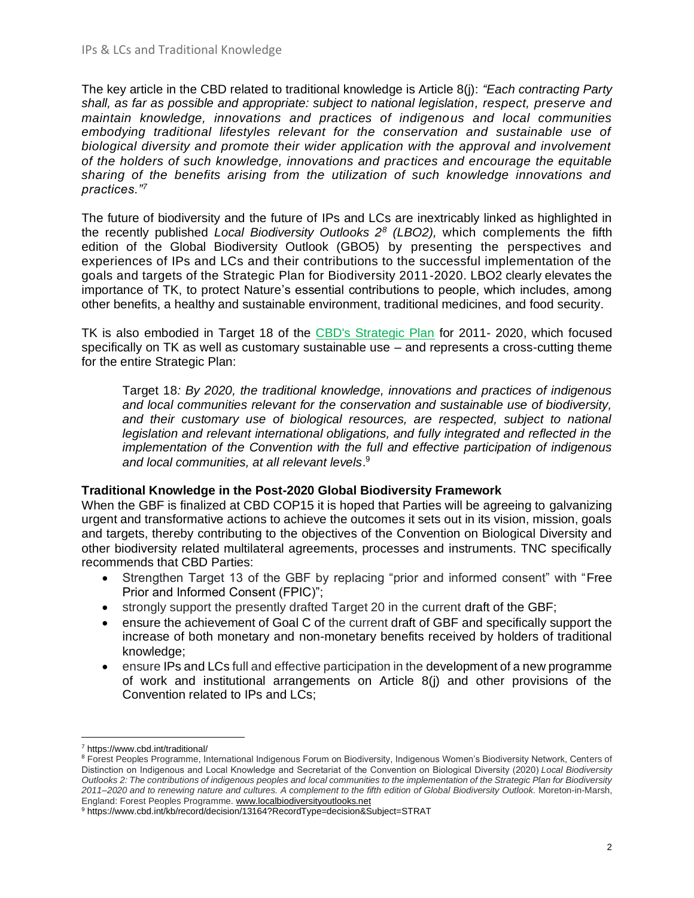The key article in the CBD related to traditional knowledge is Article 8(j): *"Each contracting Party shall, as far as possible and appropriate: subject to national legislation, respect, preserve and maintain knowledge, innovations and practices of indigenous and local communities embodying traditional lifestyles relevant for the conservation and sustainable use of biological diversity and promote their wider application with the approval and involvement of the holders of such knowledge, innovations and practices and encourage the equitable sharing of the benefits arising from the utilization of such knowledge innovations and practices."*[7]

The future of biodiversity and the future of IPs and LCs are inextricably linked as highlighted in the recently published *Local Biodiversity Outlooks 2*[8] *(LBO2),* which complements the fifth edition of the Global Biodiversity Outlook (GBO5) by presenting the perspectives and experiences of IPs and LCs and their contributions to the successful implementation of the goals and targets of the Strategic Plan for Biodiversity 2011-2020. LBO2 clearly elevates the importance of TK, to protect Nature's essential contributions to people, which includes, among other benefits, a healthy and sustainable environment, traditional medicines, and food security.

TK is also embodied in Target 18 of the CBD's Strategic Plan for 2011- 2020, which focused specifically on TK as well as customary sustainable use – and represents a cross-cutting theme for the entire Strategic Plan:

> Target 18*: By 2020, the traditional knowledge, innovations and practices of indigenous and local communities relevant for the conservation and sustainable use of biodiversity, and their customary use of biological resources, are respected, subject to national legislation and relevant international obligations, and fully integrated and reflected in the implementation of the Convention with the full and effective participation of indigenous and local communities, at all relevant levels*.[9]

**Traditional Knowledge in the Post-2020 Global Biodiversity Framework**

When the GBF is finalized at CBD COP15 it is hoped that Parties will be agreeing to galvanizing urgent and transformative actions to achieve the outcomes it sets out in its vision, mission, goals and targets, thereby contributing to the objectives of the Convention on Biological Diversity and other biodiversity related multilateral agreements, processes and instruments. TNC specifically recommends that CBD Parties:

- Strengthen Target 13 of the GBF by replacing "prior and informed consent" with "Free Prior and Informed Consent (FPIC)";
- strongly support the presently drafted Target 20 in the current draft of the GBF;
- ensure the achievement of Goal C of the current draft of GBF and specifically support the increase of both monetary and non-monetary benefits received by holders of traditional knowledge;
- ensure IPs and LCs full and effective participation in the development of a new programme of work and institutional arrangements on Article 8(j) and other provisions of the Convention related to IPs and LCs;

---

[7] https://www.cbd.int/traditional/

[8] Forest Peoples Programme, International Indigenous Forum on Biodiversity, Indigenous Women's Biodiversity Network, Centers of Distinction on Indigenous and Local Knowledge and Secretariat of the Convention on Biological Diversity (2020) *Local Biodiversity Outlooks 2: The contributions of indigenous peoples and local communities to the implementation of the Strategic Plan for Biodiversity 2011–2020 and to renewing nature and cultures. A complement to the fifth edition of Global Biodiversity Outlook.* Moreton-in-Marsh, England: Forest Peoples Programme. www.localbiodiversityoutlooks.net

[9] https://www.cbd.int/kb/record/decision/13164?RecordType=decision&Subject=STRAT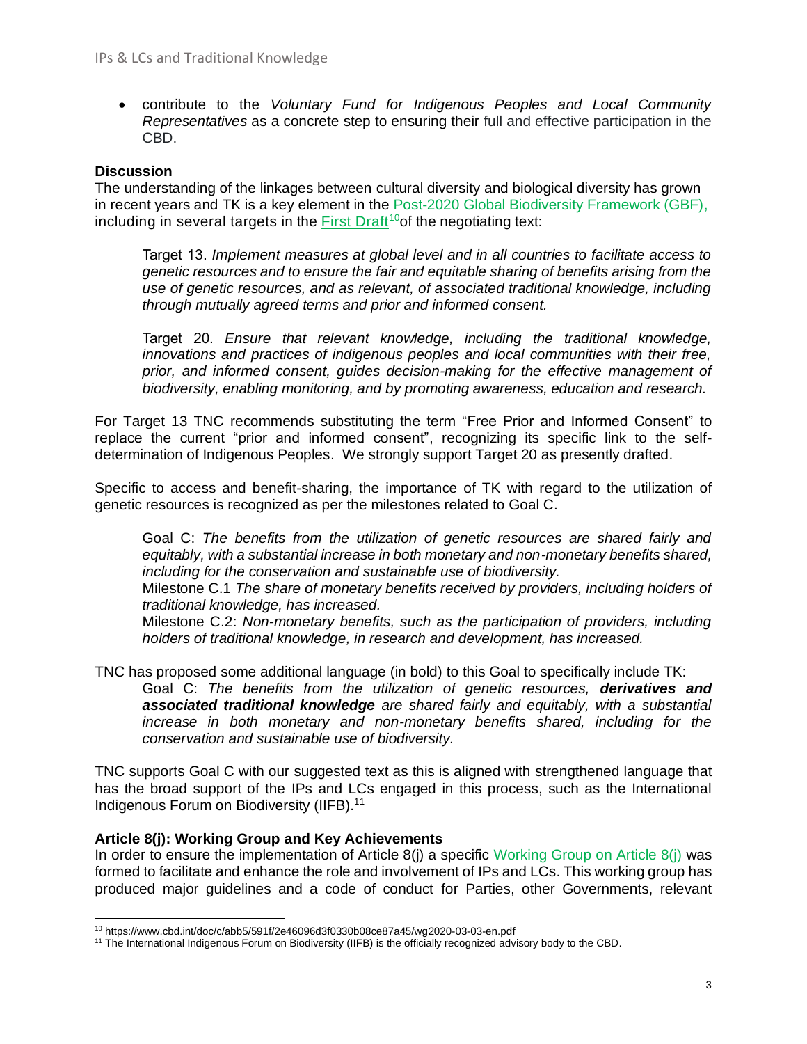- contribute to the *Voluntary Fund for Indigenous Peoples and Local Community Representatives* as a concrete step to ensuring their full and effective participation in the CBD.

**Discussion**

The understanding of the linkages between cultural diversity and biological diversity has grown in recent years and TK is a key element in the Post-2020 Global Biodiversity Framework (GBF), including in several targets in the First Draft[10] of the negotiating text:

> Target 13. *Implement measures at global level and in all countries to facilitate access to genetic resources and to ensure the fair and equitable sharing of benefits arising from the use of genetic resources, and as relevant, of associated traditional knowledge, including through mutually agreed terms and prior and informed consent.*
>
> Target 20. *Ensure that relevant knowledge, including the traditional knowledge, innovations and practices of indigenous peoples and local communities with their free, prior, and informed consent, guides decision-making for the effective management of biodiversity, enabling monitoring, and by promoting awareness, education and research.*

For Target 13 TNC recommends substituting the term "Free Prior and Informed Consent" to replace the current "prior and informed consent", recognizing its specific link to the self-determination of Indigenous Peoples. We strongly support Target 20 as presently drafted.

Specific to access and benefit-sharing, the importance of TK with regard to the utilization of genetic resources is recognized as per the milestones related to Goal C.

> Goal C: *The benefits from the utilization of genetic resources are shared fairly and equitably, with a substantial increase in both monetary and non-monetary benefits shared, including for the conservation and sustainable use of biodiversity.*
>
> Milestone C.1 *The share of monetary benefits received by providers, including holders of traditional knowledge, has increased.*
>
> Milestone C.2: *Non-monetary benefits, such as the participation of providers, including holders of traditional knowledge, in research and development, has increased.*

TNC has proposed some additional language (in bold) to this Goal to specifically include TK:

> Goal C: *The benefits from the utilization of genetic resources,* ***derivatives and associated traditional knowledge*** *are shared fairly and equitably, with a substantial increase in both monetary and non-monetary benefits shared, including for the conservation and sustainable use of biodiversity.*

TNC supports Goal C with our suggested text as this is aligned with strengthened language that has the broad support of the IPs and LCs engaged in this process, such as the International Indigenous Forum on Biodiversity (IIFB).[11]

**Article 8(j): Working Group and Key Achievements**

In order to ensure the implementation of Article 8(j) a specific Working Group on Article 8(j) was formed to facilitate and enhance the role and involvement of IPs and LCs. This working group has produced major guidelines and a code of conduct for Parties, other Governments, relevant

---

[10] https://www.cbd.int/doc/c/abb5/591f/2e46096d3f0330b08ce87a45/wg2020-03-03-en.pdf

[11] The International Indigenous Forum on Biodiversity (IIFB) is the officially recognized advisory body to the CBD.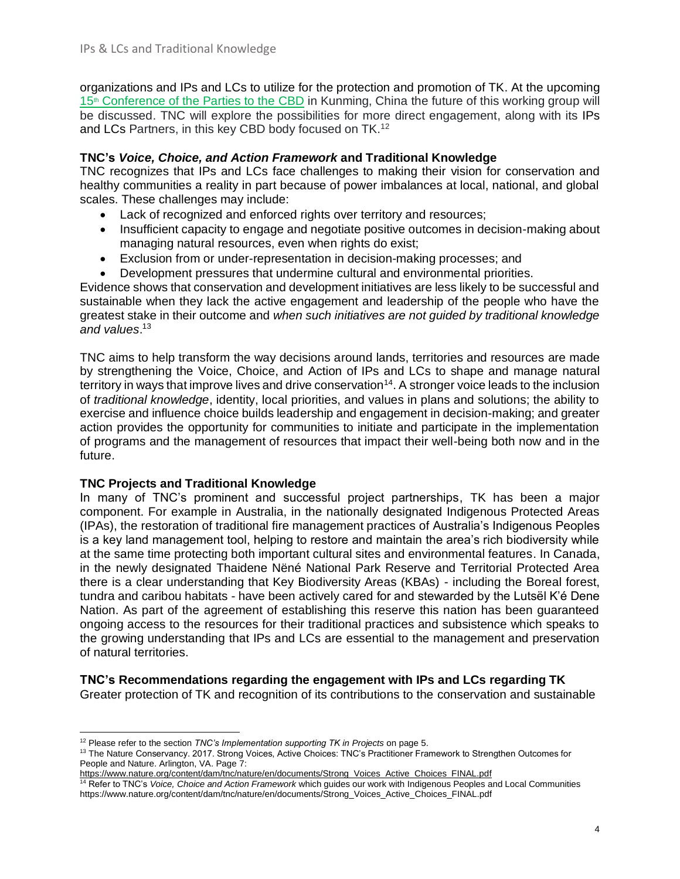organizations and IPs and LCs to utilize for the protection and promotion of TK. At the upcoming [15th Conference of the Parties to the CBD](#) in Kunming, China the future of this working group will be discussed. TNC will explore the possibilities for more direct engagement, along with its IPs and LCs Partners, in this key CBD body focused on TK.[12]

**TNC's *Voice, Choice, and Action Framework* and Traditional Knowledge**

TNC recognizes that IPs and LCs face challenges to making their vision for conservation and healthy communities a reality in part because of power imbalances at local, national, and global scales. These challenges may include:

- Lack of recognized and enforced rights over territory and resources;
- Insufficient capacity to engage and negotiate positive outcomes in decision-making about managing natural resources, even when rights do exist;
- Exclusion from or under-representation in decision-making processes; and
- Development pressures that undermine cultural and environmental priorities.

Evidence shows that conservation and development initiatives are less likely to be successful and sustainable when they lack the active engagement and leadership of the people who have the greatest stake in their outcome and *when such initiatives are not guided by traditional knowledge and values*.[13]

TNC aims to help transform the way decisions around lands, territories and resources are made by strengthening the Voice, Choice, and Action of IPs and LCs to shape and manage natural territory in ways that improve lives and drive conservation[14]. A stronger voice leads to the inclusion of *traditional knowledge*, identity, local priorities, and values in plans and solutions; the ability to exercise and influence choice builds leadership and engagement in decision-making; and greater action provides the opportunity for communities to initiate and participate in the implementation of programs and the management of resources that impact their well-being both now and in the future.

**TNC Projects and Traditional Knowledge**

In many of TNC's prominent and successful project partnerships, TK has been a major component. For example in Australia, in the nationally designated Indigenous Protected Areas (IPAs), the restoration of traditional fire management practices of Australia's Indigenous Peoples is a key land management tool, helping to restore and maintain the area's rich biodiversity while at the same time protecting both important cultural sites and environmental features. In Canada, in the newly designated Thaidene Nëné National Park Reserve and Territorial Protected Area there is a clear understanding that Key Biodiversity Areas (KBAs) - including the Boreal forest, tundra and caribou habitats - have been actively cared for and stewarded by the Lutsël K'é Dene Nation. As part of the agreement of establishing this reserve this nation has been guaranteed ongoing access to the resources for their traditional practices and subsistence which speaks to the growing understanding that IPs and LCs are essential to the management and preservation of natural territories.

**TNC's Recommendations regarding the engagement with IPs and LCs regarding TK**

Greater protection of TK and recognition of its contributions to the conservation and sustainable

---

[12] Please refer to the section *TNC's Implementation supporting TK in Projects* on page 5.

[13] The Nature Conservancy. 2017. Strong Voices, Active Choices: TNC's Practitioner Framework to Strengthen Outcomes for People and Nature. Arlington, VA. Page 7: https://www.nature.org/content/dam/tnc/nature/en/documents/Strong_Voices_Active_Choices_FINAL.pdf

[14] Refer to TNC's *Voice, Choice and Action Framework* which guides our work with Indigenous Peoples and Local Communities https://www.nature.org/content/dam/tnc/nature/en/documents/Strong_Voices_Active_Choices_FINAL.pdf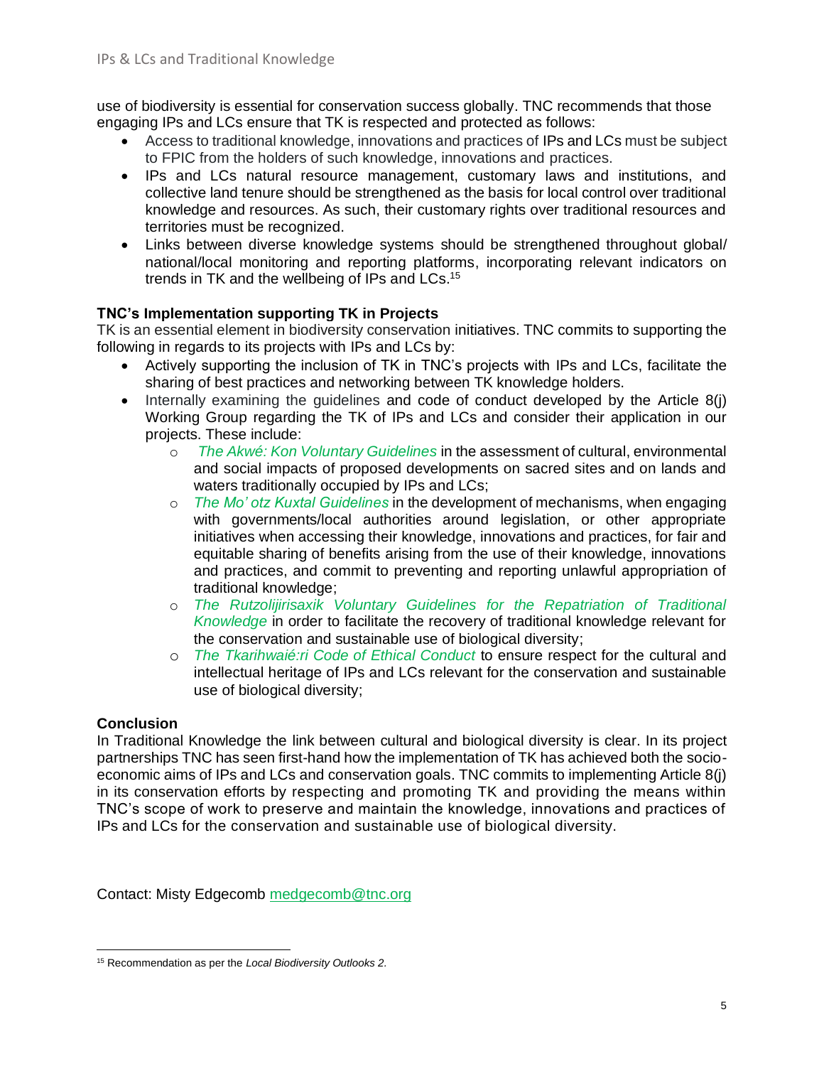use of biodiversity is essential for conservation success globally. TNC recommends that those engaging IPs and LCs ensure that TK is respected and protected as follows:

- Access to traditional knowledge, innovations and practices of IPs and LCs must be subject to FPIC from the holders of such knowledge, innovations and practices.
- IPs and LCs natural resource management, customary laws and institutions, and collective land tenure should be strengthened as the basis for local control over traditional knowledge and resources. As such, their customary rights over traditional resources and territories must be recognized.
- Links between diverse knowledge systems should be strengthened throughout global/ national/local monitoring and reporting platforms, incorporating relevant indicators on trends in TK and the wellbeing of IPs and LCs.[15]

**TNC's Implementation supporting TK in Projects**

TK is an essential element in biodiversity conservation initiatives. TNC commits to supporting the following in regards to its projects with IPs and LCs by:

- Actively supporting the inclusion of TK in TNC's projects with IPs and LCs, facilitate the sharing of best practices and networking between TK knowledge holders.
- Internally examining the guidelines and code of conduct developed by the Article 8(j) Working Group regarding the TK of IPs and LCs and consider their application in our projects. These include:
  - *The Akwé: Kon Voluntary Guidelines* in the assessment of cultural, environmental and social impacts of proposed developments on sacred sites and on lands and waters traditionally occupied by IPs and LCs;
  - *The Mo' otz Kuxtal Guidelines* in the development of mechanisms, when engaging with governments/local authorities around legislation, or other appropriate initiatives when accessing their knowledge, innovations and practices, for fair and equitable sharing of benefits arising from the use of their knowledge, innovations and practices, and commit to preventing and reporting unlawful appropriation of traditional knowledge;
  - *The Rutzolijirisaxik Voluntary Guidelines for the Repatriation of Traditional Knowledge* in order to facilitate the recovery of traditional knowledge relevant for the conservation and sustainable use of biological diversity;
  - *The Tkarihwaié:ri Code of Ethical Conduct* to ensure respect for the cultural and intellectual heritage of IPs and LCs relevant for the conservation and sustainable use of biological diversity;

**Conclusion**

In Traditional Knowledge the link between cultural and biological diversity is clear. In its project partnerships TNC has seen first-hand how the implementation of TK has achieved both the socio-economic aims of IPs and LCs and conservation goals. TNC commits to implementing Article 8(j) in its conservation efforts by respecting and promoting TK and providing the means within TNC's scope of work to preserve and maintain the knowledge, innovations and practices of IPs and LCs for the conservation and sustainable use of biological diversity.

Contact: Misty Edgecomb medgecomb@tnc.org

---

[15] Recommendation as per the *Local Biodiversity Outlooks 2*.